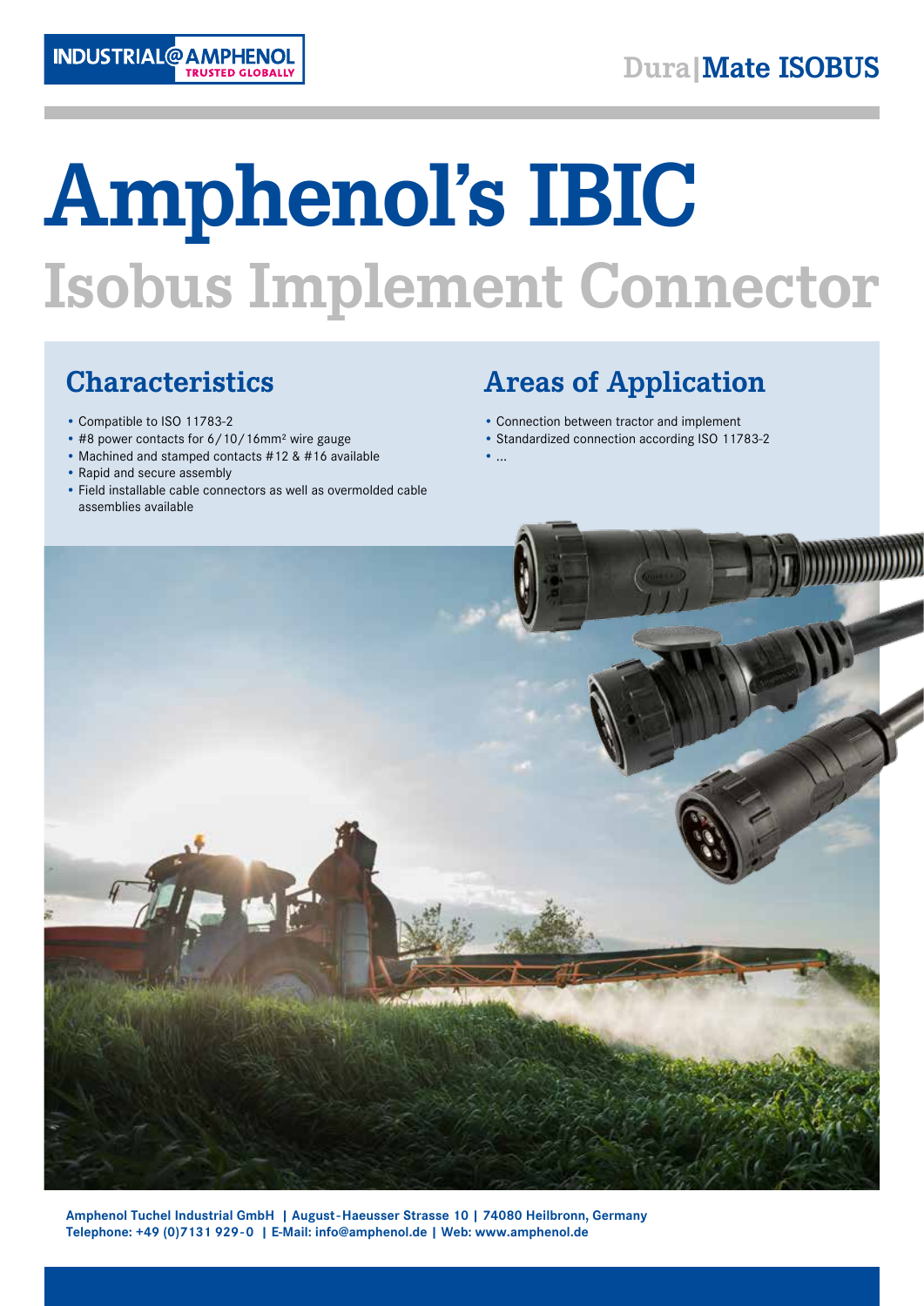INDUSTRIAL@AMPHENOL TRUSTED GLOBALLY

Dura|Mate ISOBUS

# Amphenol's IBIC

# Isobus Implement Connector

## Characteristics

- Compatible to ISO 11783-2
- #8 power contacts for 6/10/16mm² wire gauge
- Machined and stamped contacts #12 & #16 available
- Rapid and secure assembly
- Field installable cable connectors as well as overmolded cable assemblies available

## Areas of Application

- Connection between tractor and implement
- Standardized connection according ISO 11783-2
- ...

**Amphenol Tuchel Industrial GmbH | August-Haeusser Strasse 10 | 74080 Heilbronn, Germany**
**Telephone: +49 (0)7131 929-0 | E-Mail: info@amphenol.de | Web: www.amphenol.de**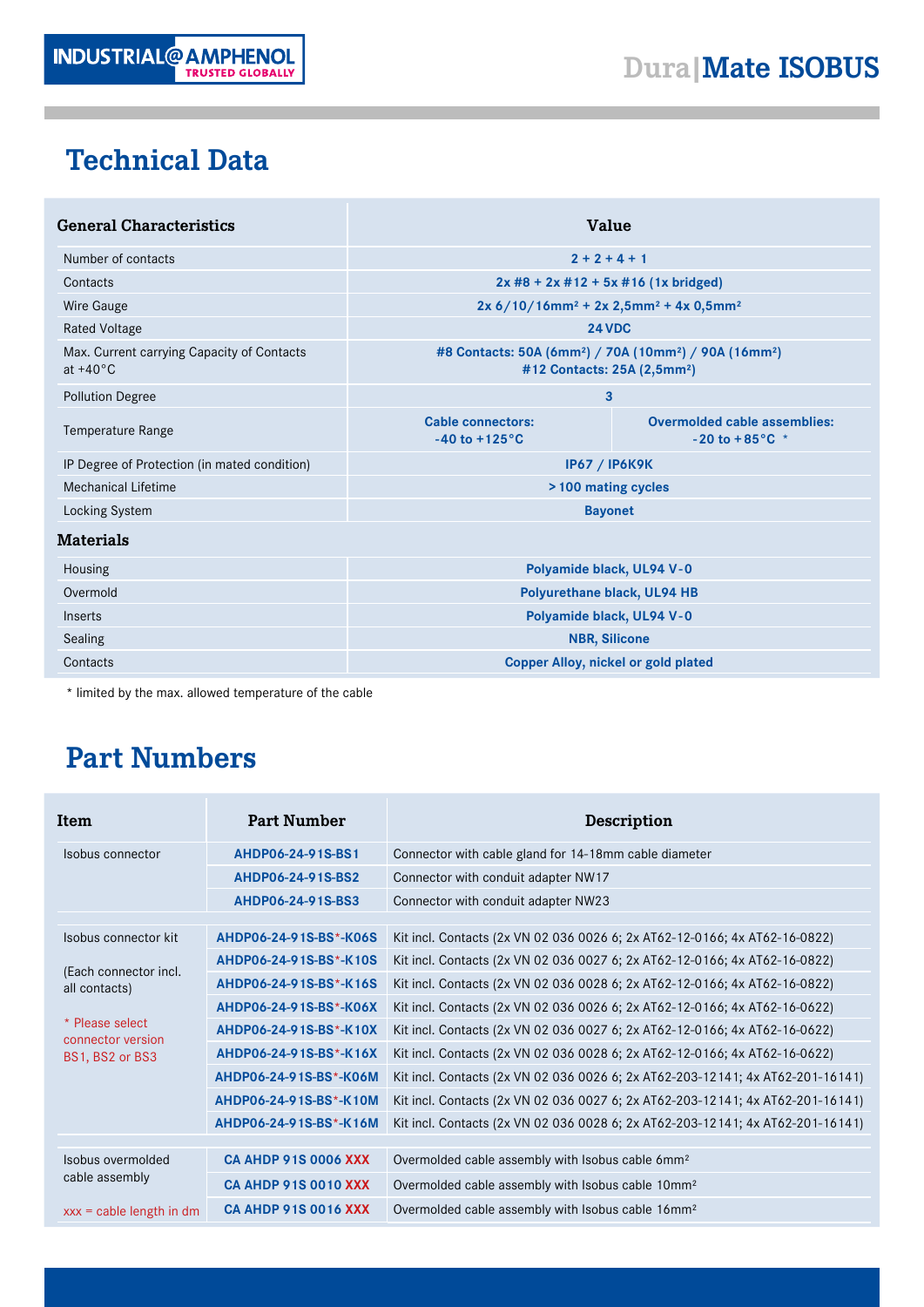# Technical Data

| General Characteristics | Value | |
|---|---|---|
| Number of contacts | 2 + 2 + 4 + 1 | |
| Contacts | 2x #8 + 2x #12 + 5x #16 (1x bridged) | |
| Wire Gauge | 2x 6/10/16mm² + 2x 2,5mm² + 4x 0,5mm² | |
| Rated Voltage | 24 VDC | |
| Max. Current carrying Capacity of Contacts at +40°C | #8 Contacts: 50A (6mm²) / 70A (10mm²) / 90A (16mm²)<br>#12 Contacts: 25A (2,5mm²) | |
| Pollution Degree | 3 | |
| Temperature Range | Cable connectors: -40 to +125°C | Overmolded cable assemblies: -20 to +85°C * |
| IP Degree of Protection (in mated condition) | IP67 / IP6K9K | |
| Mechanical Lifetime | > 100 mating cycles | |
| Locking System | Bayonet | |
| **Materials** | | |
| Housing | Polyamide black, UL94 V-0 | |
| Overmold | Polyurethane black, UL94 HB | |
| Inserts | Polyamide black, UL94 V-0 | |
| Sealing | NBR, Silicone | |
| Contacts | Copper Alloy, nickel or gold plated | |

* limited by the max. allowed temperature of the cable

# Part Numbers

| Item | Part Number | Description |
|---|---|---|
| Isobus connector | AHDP06-24-91S-BS1 | Connector with cable gland for 14-18mm cable diameter |
| | AHDP06-24-91S-BS2 | Connector with conduit adapter NW17 |
| | AHDP06-24-91S-BS3 | Connector with conduit adapter NW23 |
| Isobus connector kit<br><br>(Each connector incl. all contacts)<br><br>* Please select connector version BS1, BS2 or BS3 | AHDP06-24-91S-BS*-K06S | Kit incl. Contacts (2x VN 02 036 0026 6; 2x AT62-12-0166; 4x AT62-16-0822) |
| | AHDP06-24-91S-BS*-K10S | Kit incl. Contacts (2x VN 02 036 0027 6; 2x AT62-12-0166; 4x AT62-16-0822) |
| | AHDP06-24-91S-BS*-K16S | Kit incl. Contacts (2x VN 02 036 0028 6; 2x AT62-12-0166; 4x AT62-16-0822) |
| | AHDP06-24-91S-BS*-K06X | Kit incl. Contacts (2x VN 02 036 0026 6; 2x AT62-12-0166; 4x AT62-16-0622) |
| | AHDP06-24-91S-BS*-K10X | Kit incl. Contacts (2x VN 02 036 0027 6; 2x AT62-12-0166; 4x AT62-16-0622) |
| | AHDP06-24-91S-BS*-K16X | Kit incl. Contacts (2x VN 02 036 0028 6; 2x AT62-12-0166; 4x AT62-16-0622) |
| | AHDP06-24-91S-BS*-K06M | Kit incl. Contacts (2x VN 02 036 0026 6; 2x AT62-203-12141; 4x AT62-201-16141) |
| | AHDP06-24-91S-BS*-K10M | Kit incl. Contacts (2x VN 02 036 0027 6; 2x AT62-203-12141; 4x AT62-201-16141) |
| | AHDP06-24-91S-BS*-K16M | Kit incl. Contacts (2x VN 02 036 0028 6; 2x AT62-203-12141; 4x AT62-201-16141) |
| Isobus overmolded cable assembly<br><br>xxx = cable length in dm | CA AHDP 91S 0006 XXX | Overmolded cable assembly with Isobus cable 6mm² |
| | CA AHDP 91S 0010 XXX | Overmolded cable assembly with Isobus cable 10mm² |
| | CA AHDP 91S 0016 XXX | Overmolded cable assembly with Isobus cable 16mm² |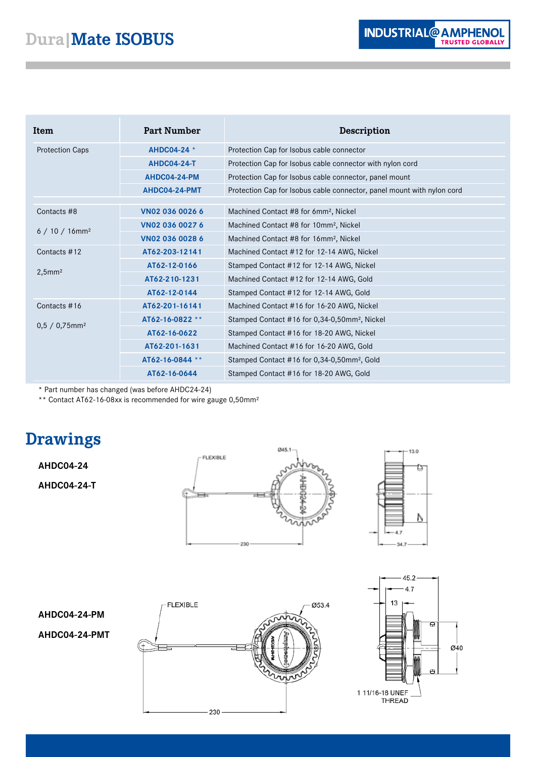| Item | Part Number | Description |
|---|---|---|
| Protection Caps | AHDC04-24 * | Protection Cap for Isobus cable connector |
| | AHDC04-24-T | Protection Cap for Isobus cable connector with nylon cord |
| | AHDC04-24-PM | Protection Cap for Isobus cable connector, panel mount |
| | AHDC04-24-PMT | Protection Cap for Isobus cable connector, panel mount with nylon cord |
| Contacts #8<br>6 / 10 / 16mm² | VN02 036 0026 6 | Machined Contact #8 for 6mm², Nickel |
| | VN02 036 0027 6 | Machined Contact #8 for 10mm², Nickel |
| | VN02 036 0028 6 | Machined Contact #8 for 16mm², Nickel |
| Contacts #12<br>2,5mm² | AT62-203-12141 | Machined Contact #12 for 12-14 AWG, Nickel |
| | AT62-12-0166 | Stamped Contact #12 for 12-14 AWG, Nickel |
| | AT62-210-1231 | Machined Contact #12 for 12-14 AWG, Gold |
| | AT62-12-0144 | Stamped Contact #12 for 12-14 AWG, Gold |
| Contacts #16<br>0,5 / 0,75mm² | AT62-201-16141 | Machined Contact #16 for 16-20 AWG, Nickel |
| | AT62-16-0822 ** | Stamped Contact #16 for 0,34-0,50mm², Nickel |
| | AT62-16-0622 | Stamped Contact #16 for 18-20 AWG, Nickel |
| | AT62-201-1631 | Machined Contact #16 for 16-20 AWG, Gold |
| | AT62-16-0844 ** | Stamped Contact #16 for 0,34-0,50mm², Gold |
| | AT62-16-0644 | Stamped Contact #16 for 18-20 AWG, Gold |

* Part number has changed (was before AHDC24-24)

** Contact AT62-16-08xx is recommended for wire gauge 0,50mm²

## Drawings

**AHDC04-24**

**AHDC04-24-T**

**AHDC04-24-PM**

**AHDC04-24-PMT**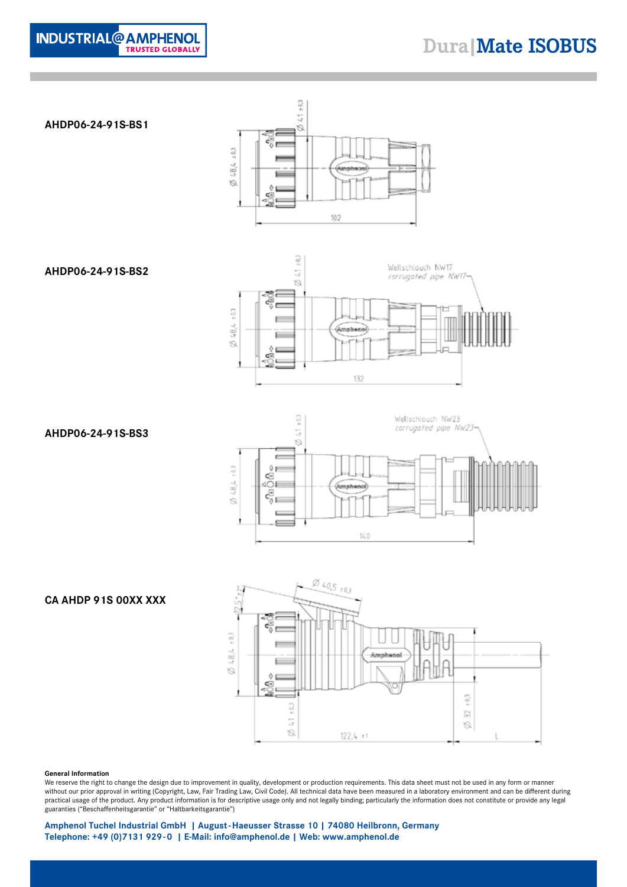**AHDP06-24-91S-BS1**

Ø 41 ±0,3

Ø 48,4 ±0,3

102

**AHDP06-24-91S-BS2**

Ø 41 ±0,3

Wellschlauch NW17
corrugated pipe NW17

Ø 48,4 ±0,3

132

**AHDP06-24-91S-BS3**

Ø 41 ±0,3

Wellschlauch NW23
corrugated pipe NW23

Ø 48,4 ±0,3

140

**CA AHDP 91S 00XX XXX**

Ø 40,5 ±0,3

12,5°±2°

Ø 48,4 ±0,3

Ø 41 ±0,3

Ø 32 ±0,3

122,4 ±1

L

**General Information**

We reserve the right to change the design due to improvement in quality, development or production requirements. This data sheet must not be used in any form or manner without our prior approval in writing (Copyright, Law, Fair Trading Law, Civil Code). All technical data have been measured in a laboratory environment and can be different during practical usage of the product. Any product information is for descriptive usage only and not legally binding; particularly the information does not constitute or provide any legal guaranties ("Beschaffenheitsgarantie" or "Haltbarkeitsgarantie")

**Amphenol Tuchel Industrial GmbH | August-Haeusser Strasse 10 | 74080 Heilbronn, Germany**
**Telephone: +49 (0)7131 929-0 | E-Mail: info@amphenol.de | Web: www.amphenol.de**